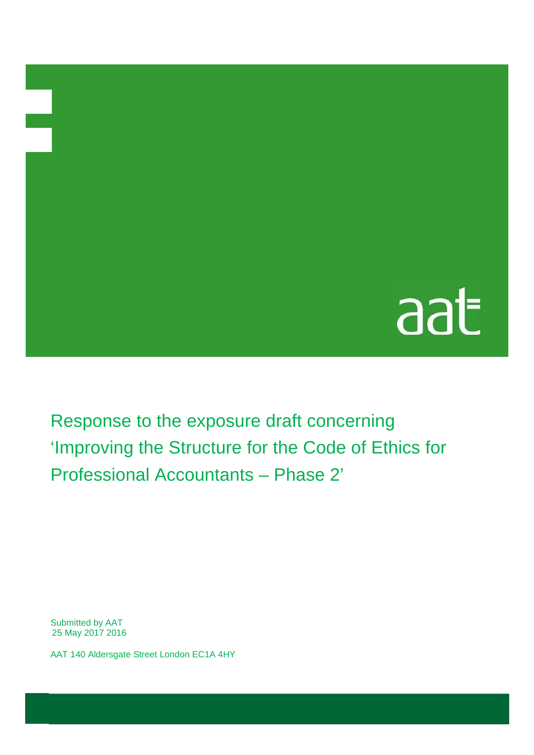aat

# Response to the exposure draft concerning 'Improving the Structure for the Code of Ethics for Professional Accountants – Phase 2'

Submitted by AAT
25 May 2017 2016

AAT 140 Aldersgate Street London EC1A 4HY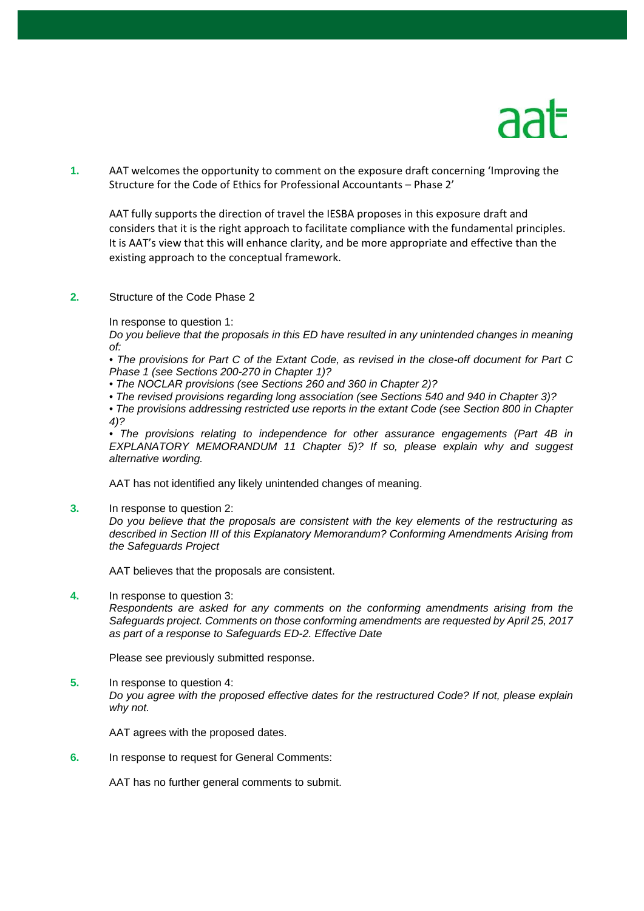**1.** AAT welcomes the opportunity to comment on the exposure draft concerning 'Improving the Structure for the Code of Ethics for Professional Accountants – Phase 2'

AAT fully supports the direction of travel the IESBA proposes in this exposure draft and considers that it is the right approach to facilitate compliance with the fundamental principles. It is AAT's view that this will enhance clarity, and be more appropriate and effective than the existing approach to the conceptual framework.

**2.** Structure of the Code Phase 2

In response to question 1:

*Do you believe that the proposals in this ED have resulted in any unintended changes in meaning of:*

*• The provisions for Part C of the Extant Code, as revised in the close-off document for Part C Phase 1 (see Sections 200-270 in Chapter 1)?*

*• The NOCLAR provisions (see Sections 260 and 360 in Chapter 2)?*

*• The revised provisions regarding long association (see Sections 540 and 940 in Chapter 3)?*

*• The provisions addressing restricted use reports in the extant Code (see Section 800 in Chapter 4)?*

*• The provisions relating to independence for other assurance engagements (Part 4B in EXPLANATORY MEMORANDUM 11 Chapter 5)? If so, please explain why and suggest alternative wording.*

AAT has not identified any likely unintended changes of meaning.

**3.** In response to question 2:

*Do you believe that the proposals are consistent with the key elements of the restructuring as described in Section III of this Explanatory Memorandum? Conforming Amendments Arising from the Safeguards Project*

AAT believes that the proposals are consistent.

**4.** In response to question 3:

*Respondents are asked for any comments on the conforming amendments arising from the Safeguards project. Comments on those conforming amendments are requested by April 25, 2017 as part of a response to Safeguards ED-2. Effective Date*

Please see previously submitted response.

**5.** In response to question 4:

*Do you agree with the proposed effective dates for the restructured Code? If not, please explain why not.*

AAT agrees with the proposed dates.

**6.** In response to request for General Comments:

AAT has no further general comments to submit.